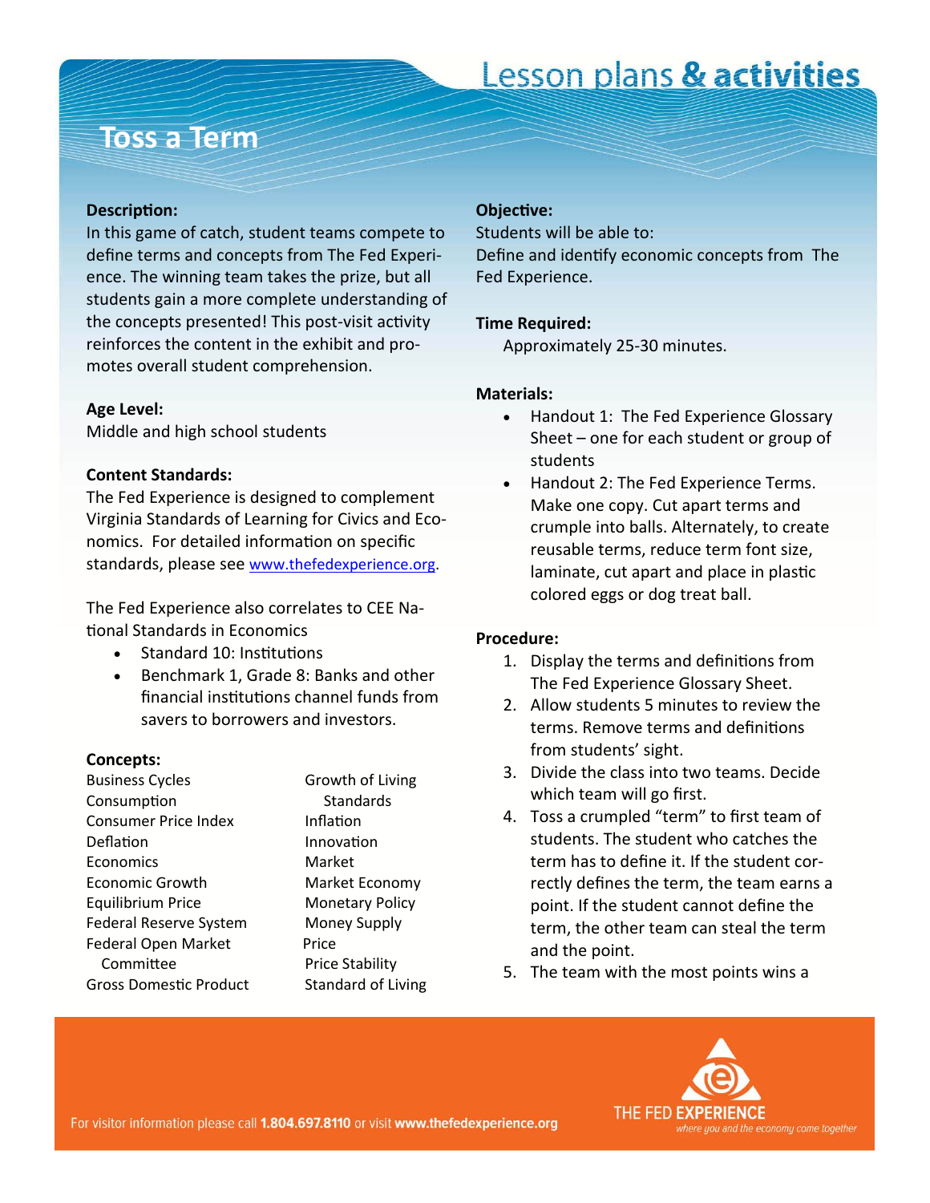# Toss a Term

**Description:**
In this game of catch, student teams compete to define terms and concepts from The Fed Experience. The winning team takes the prize, but all students gain a more complete understanding of the concepts presented! This post-visit activity reinforces the content in the exhibit and promotes overall student comprehension.

**Age Level:**
Middle and high school students

**Content Standards:**
The Fed Experience is designed to complement Virginia Standards of Learning for Civics and Economics. For detailed information on specific standards, please see www.thefedexperience.org.

The Fed Experience also correlates to CEE National Standards in Economics

- Standard 10: Institutions
- Benchmark 1, Grade 8: Banks and other financial institutions channel funds from savers to borrowers and investors.

**Concepts:**

- Business Cycles
- Consumption
- Consumer Price Index
- Deflation
- Economics
- Economic Growth
- Equilibrium Price
- Federal Reserve System
- Federal Open Market Committee
- Gross Domestic Product
- Growth of Living Standards
- Inflation
- Innovation
- Market
- Market Economy
- Monetary Policy
- Money Supply
- Price
- Price Stability
- Standard of Living

**Objective:**
Students will be able to:
Define and identify economic concepts from The Fed Experience.

**Time Required:**
Approximately 25-30 minutes.

**Materials:**

- Handout 1: The Fed Experience Glossary Sheet – one for each student or group of students
- Handout 2: The Fed Experience Terms. Make one copy. Cut apart terms and crumple into balls. Alternately, to create reusable terms, reduce term font size, laminate, cut apart and place in plastic colored eggs or dog treat ball.

**Procedure:**

1. Display the terms and definitions from The Fed Experience Glossary Sheet.
2. Allow students 5 minutes to review the terms. Remove terms and definitions from students' sight.
3. Divide the class into two teams. Decide which team will go first.
4. Toss a crumpled "term" to first team of students. The student who catches the term has to define it. If the student correctly defines the term, the team earns a point. If the student cannot define the term, the other team can steal the term and the point.
5. The team with the most points wins a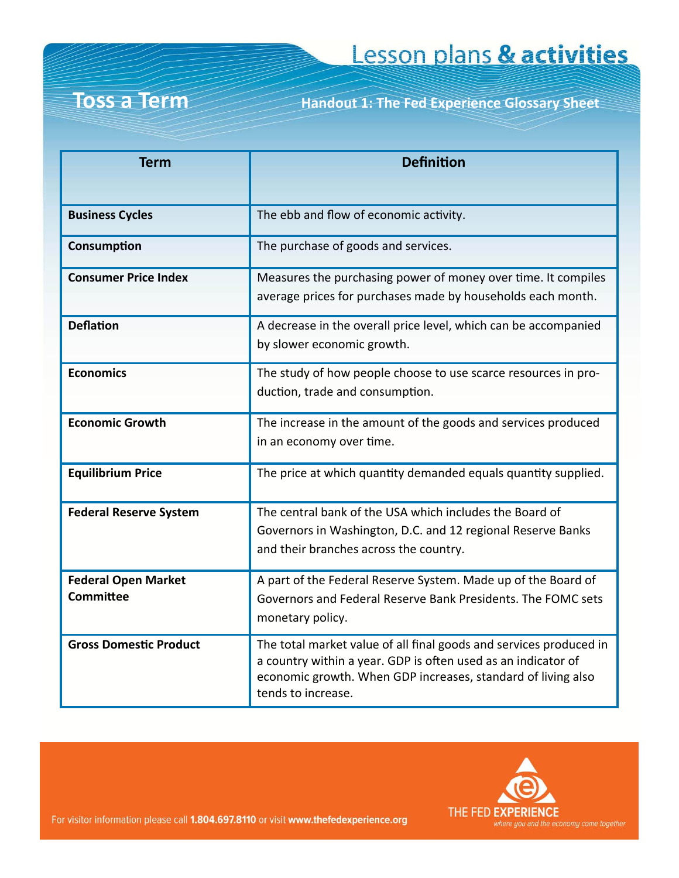# Toss a Term

## Handout 1: The Fed Experience Glossary Sheet

| Term | Definition |
|---|---|
| **Business Cycles** | The ebb and flow of economic activity. |
| **Consumption** | The purchase of goods and services. |
| **Consumer Price Index** | Measures the purchasing power of money over time. It compiles average prices for purchases made by households each month. |
| **Deflation** | A decrease in the overall price level, which can be accompanied by slower economic growth. |
| **Economics** | The study of how people choose to use scarce resources in production, trade and consumption. |
| **Economic Growth** | The increase in the amount of the goods and services produced in an economy over time. |
| **Equilibrium Price** | The price at which quantity demanded equals quantity supplied. |
| **Federal Reserve System** | The central bank of the USA which includes the Board of Governors in Washington, D.C. and 12 regional Reserve Banks and their branches across the country. |
| **Federal Open Market Committee** | A part of the Federal Reserve System. Made up of the Board of Governors and Federal Reserve Bank Presidents. The FOMC sets monetary policy. |
| **Gross Domestic Product** | The total market value of all final goods and services produced in a country within a year. GDP is often used as an indicator of economic growth. When GDP increases, standard of living also tends to increase. |

For visitor information please call **1.804.697.8110** or visit **www.thefedexperience.org**

THE FED **EXPERIENCE**
*where you and the economy come together*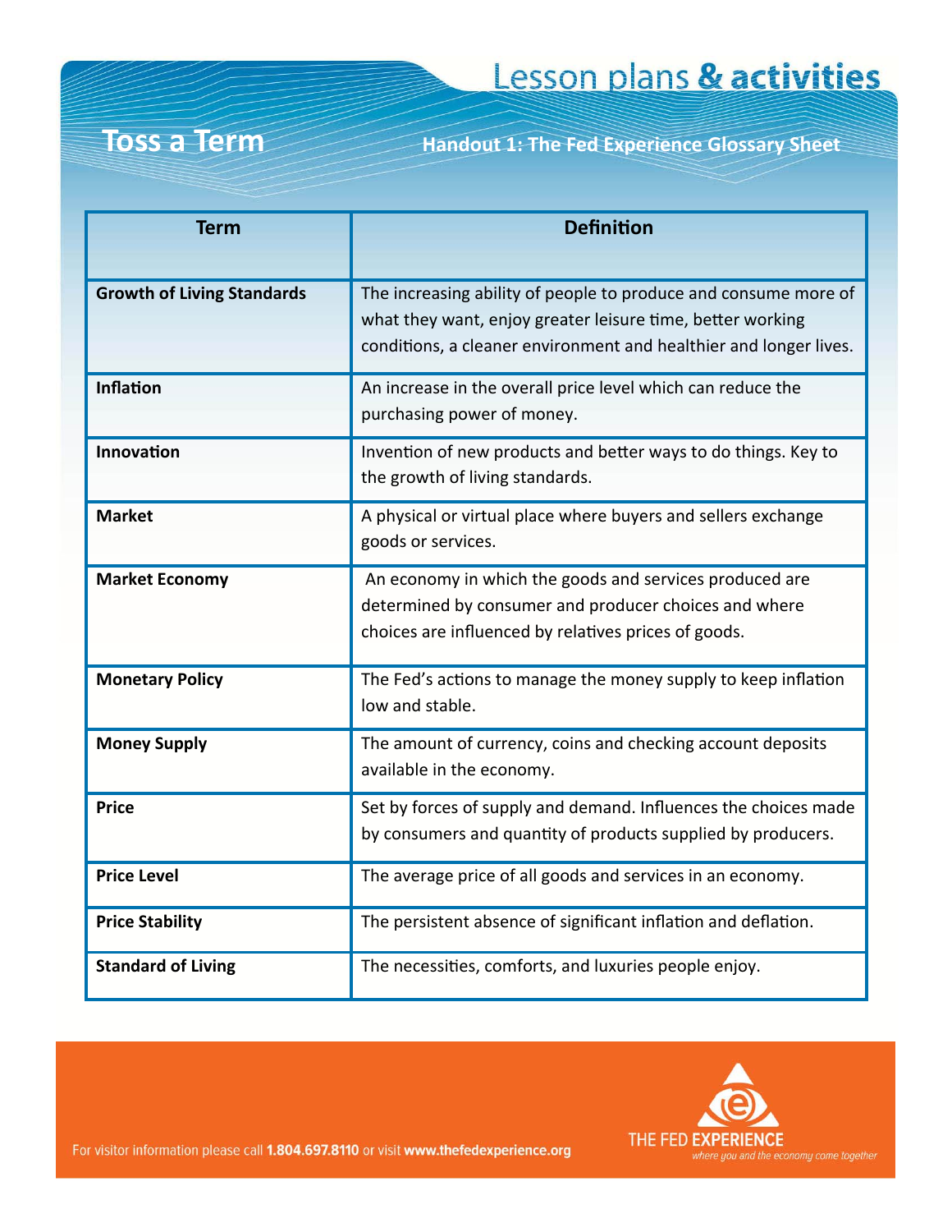Lesson plans **& activities**

# Toss a Term

## Handout 1: The Fed Experience Glossary Sheet

| Term | Definition |
|---|---|
| **Growth of Living Standards** | The increasing ability of people to produce and consume more of what they want, enjoy greater leisure time, better working conditions, a cleaner environment and healthier and longer lives. |
| **Inflation** | An increase in the overall price level which can reduce the purchasing power of money. |
| **Innovation** | Invention of new products and better ways to do things. Key to the growth of living standards. |
| **Market** | A physical or virtual place where buyers and sellers exchange goods or services. |
| **Market Economy** | An economy in which the goods and services produced are determined by consumer and producer choices and where choices are influenced by relatives prices of goods. |
| **Monetary Policy** | The Fed's actions to manage the money supply to keep inflation low and stable. |
| **Money Supply** | The amount of currency, coins and checking account deposits available in the economy. |
| **Price** | Set by forces of supply and demand. Influences the choices made by consumers and quantity of products supplied by producers. |
| **Price Level** | The average price of all goods and services in an economy. |
| **Price Stability** | The persistent absence of significant inflation and deflation. |
| **Standard of Living** | The necessities, comforts, and luxuries people enjoy. |

For visitor information please call **1.804.697.8110** or visit **www.thefedexperience.org**

THE FED **EXPERIENCE**
*where you and the economy come together*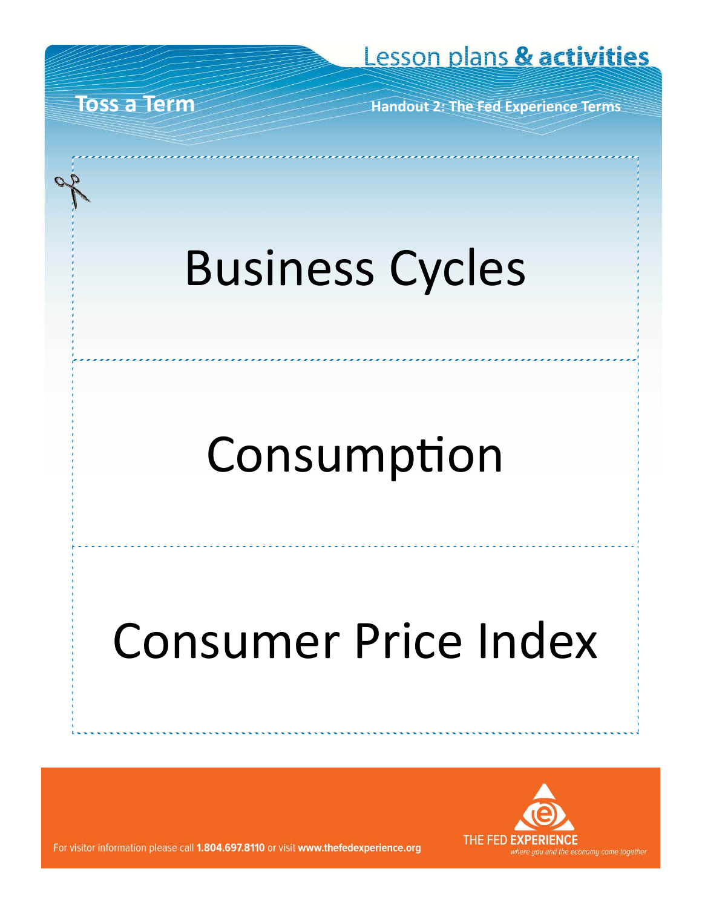# Toss a Term

**Handout 2: The Fed Experience Terms**

## Business Cycles

## Consumption

## Consumer Price Index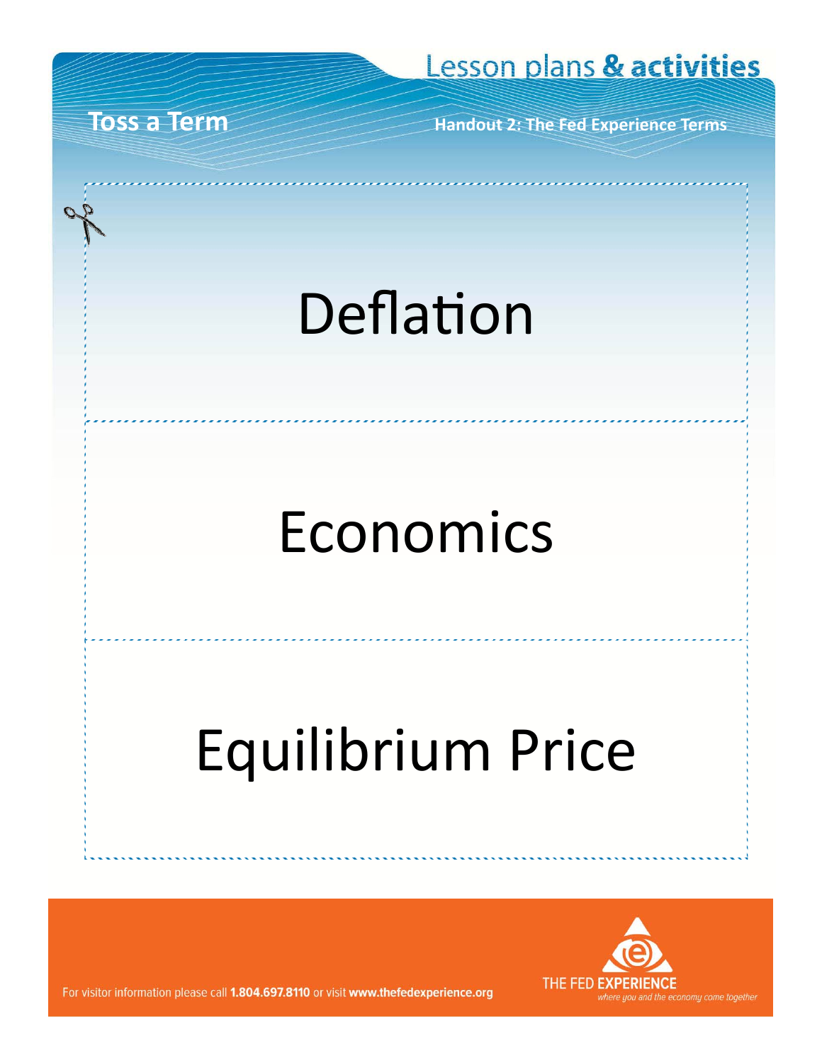Deflation

Economics

Equilibrium Price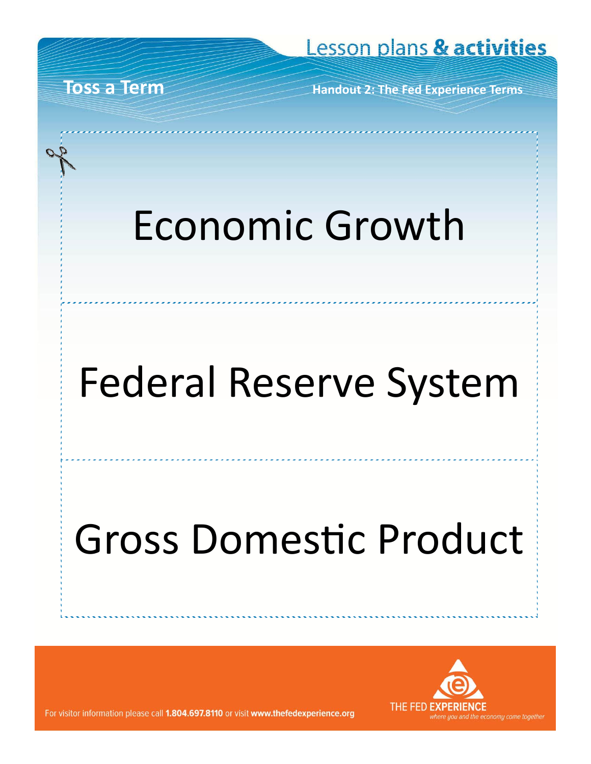Toss a Term

Handout 2: The Fed Experience Terms

# Economic Growth

# Federal Reserve System

# Gross Domestic Product

For visitor information please call **1.804.697.8110** or visit **www.thefedexperience.org**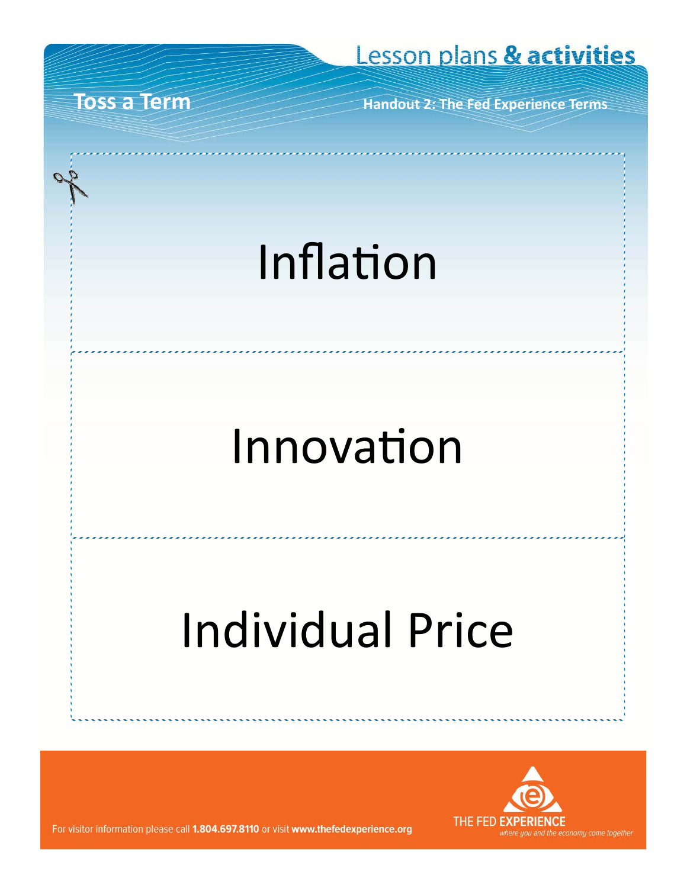Inflation

Innovation

Individual Price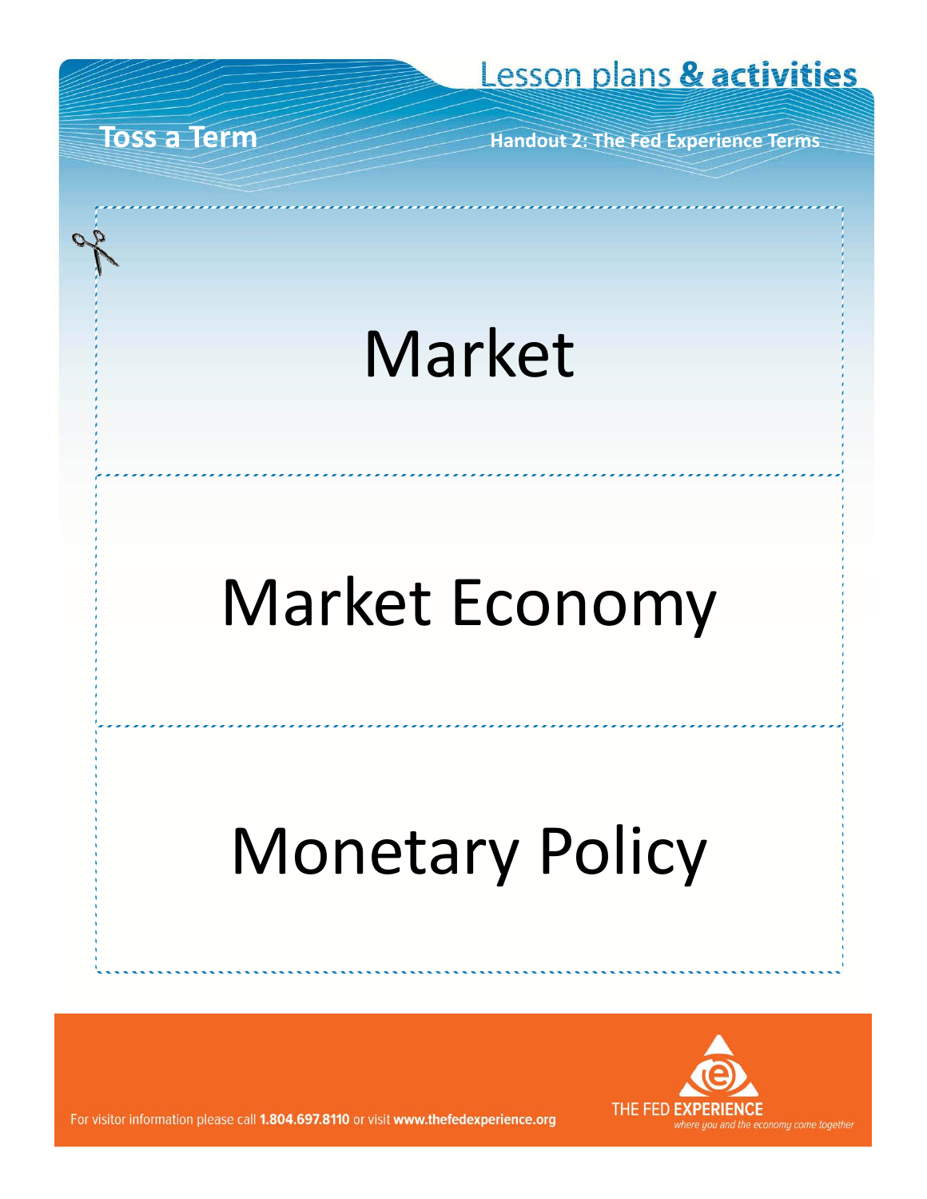# Toss a Term

## Handout 2: The Fed Experience Terms

Market

Market Economy

Monetary Policy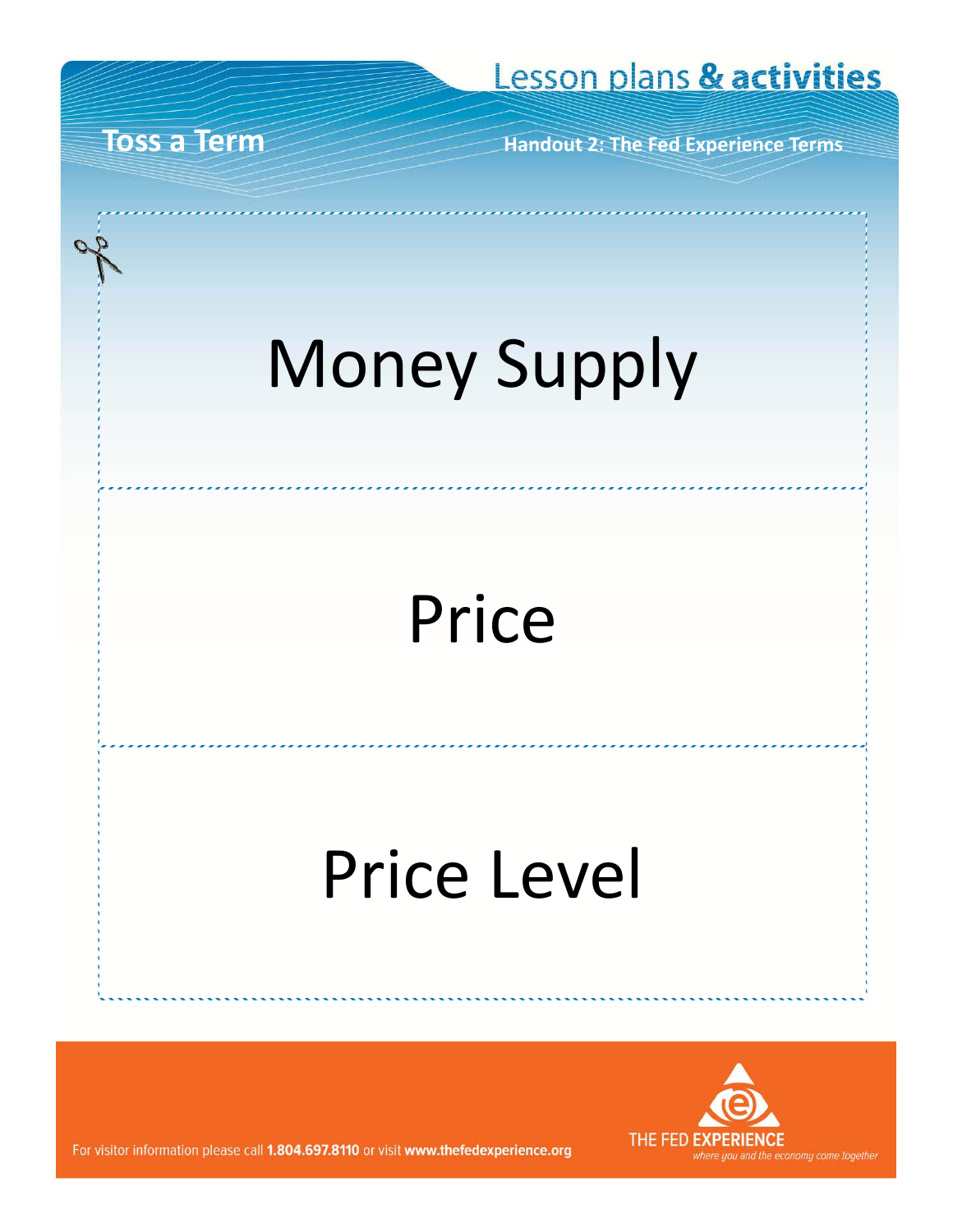Toss a Term

Handout 2: The Fed Experience Terms

# Money Supply

# Price

# Price Level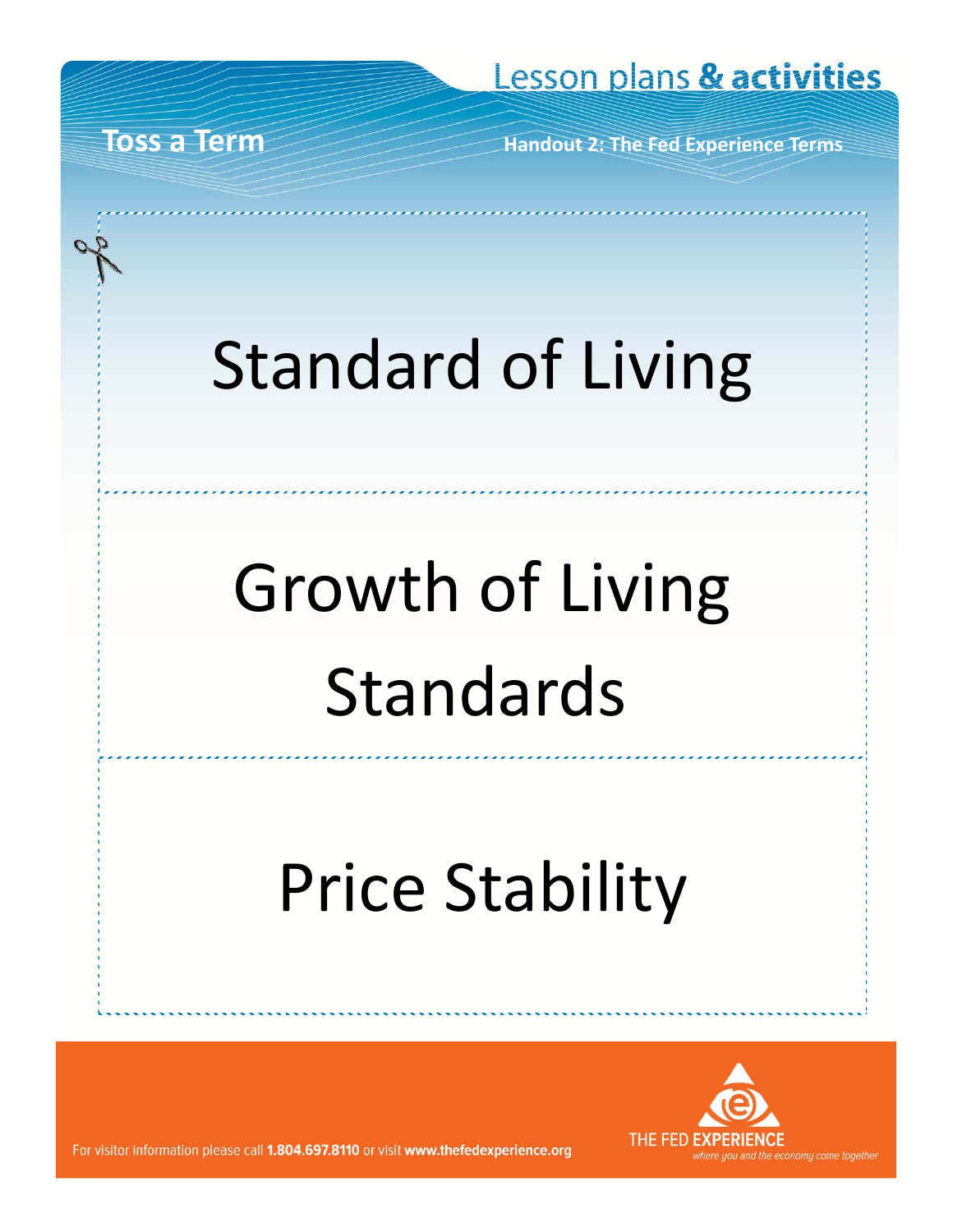Standard of Living

Growth of Living Standards

Price Stability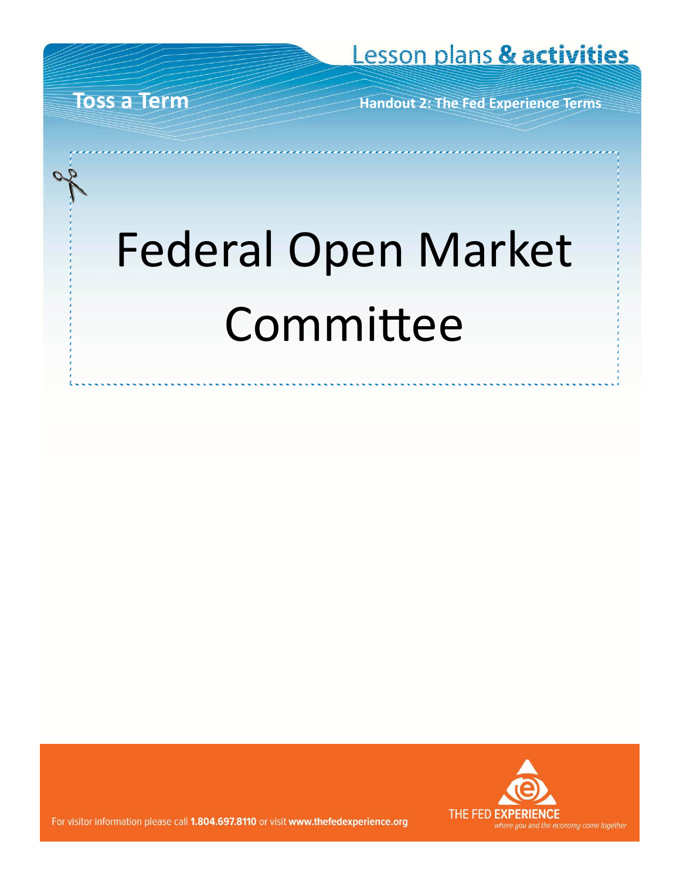# Federal Open Market Committee